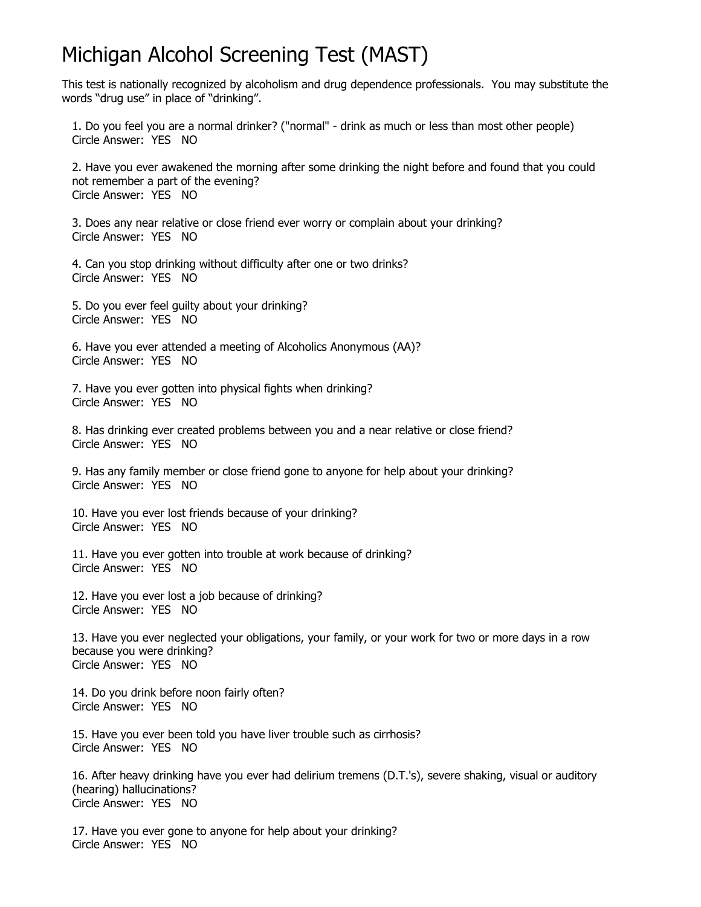# Michigan Alcohol Screening Test (MAST)

This test is nationally recognized by alcoholism and drug dependence professionals. You may substitute the words "drug use" in place of "drinking".

1. Do you feel you are a normal drinker? ("normal" - drink as much or less than most other people)
Circle Answer: YES NO

2. Have you ever awakened the morning after some drinking the night before and found that you could not remember a part of the evening?
Circle Answer: YES NO

3. Does any near relative or close friend ever worry or complain about your drinking?
Circle Answer: YES NO

4. Can you stop drinking without difficulty after one or two drinks?
Circle Answer: YES NO

5. Do you ever feel guilty about your drinking?
Circle Answer: YES NO

6. Have you ever attended a meeting of Alcoholics Anonymous (AA)?
Circle Answer: YES NO

7. Have you ever gotten into physical fights when drinking?
Circle Answer: YES NO

8. Has drinking ever created problems between you and a near relative or close friend?
Circle Answer: YES NO

9. Has any family member or close friend gone to anyone for help about your drinking?
Circle Answer: YES NO

10. Have you ever lost friends because of your drinking?
Circle Answer: YES NO

11. Have you ever gotten into trouble at work because of drinking?
Circle Answer: YES NO

12. Have you ever lost a job because of drinking?
Circle Answer: YES NO

13. Have you ever neglected your obligations, your family, or your work for two or more days in a row because you were drinking?
Circle Answer: YES NO

14. Do you drink before noon fairly often?
Circle Answer: YES NO

15. Have you ever been told you have liver trouble such as cirrhosis?
Circle Answer: YES NO

16. After heavy drinking have you ever had delirium tremens (D.T.'s), severe shaking, visual or auditory (hearing) hallucinations?
Circle Answer: YES NO

17. Have you ever gone to anyone for help about your drinking?
Circle Answer: YES NO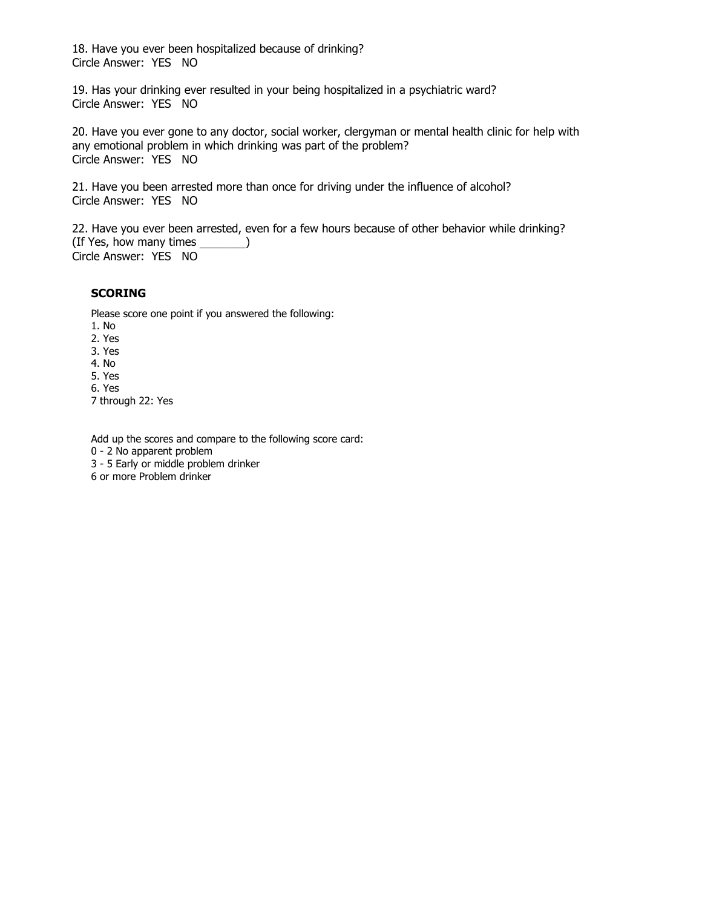18. Have you ever been hospitalized because of drinking?
Circle Answer: YES NO

19. Has your drinking ever resulted in your being hospitalized in a psychiatric ward?
Circle Answer: YES NO

20. Have you ever gone to any doctor, social worker, clergyman or mental health clinic for help with any emotional problem in which drinking was part of the problem?
Circle Answer: YES NO

21. Have you been arrested more than once for driving under the influence of alcohol?
Circle Answer: YES NO

22. Have you ever been arrested, even for a few hours because of other behavior while drinking?
(If Yes, how many times ________)
Circle Answer: YES NO

**SCORING**

Please score one point if you answered the following:

1. No
2. Yes
3. Yes
4. No
5. Yes
6. Yes

7 through 22: Yes

Add up the scores and compare to the following score card:

0 - 2 No apparent problem

3 - 5 Early or middle problem drinker

6 or more Problem drinker